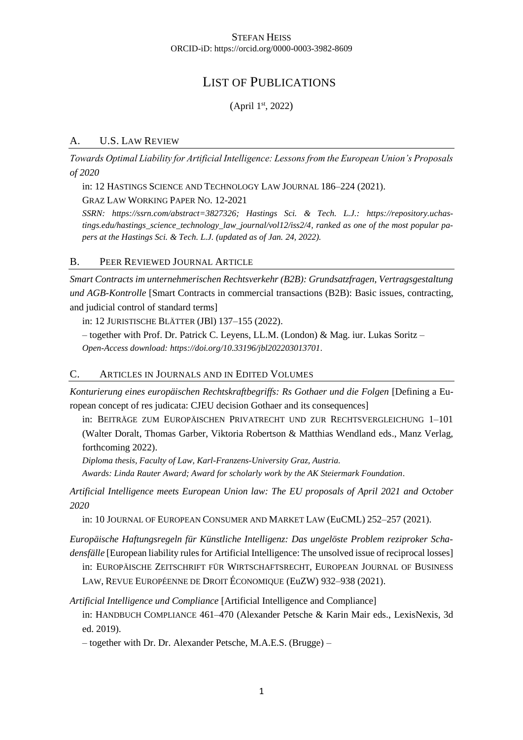STEFAN HEISS
ORCID-iD: https://orcid.org/0000-0003-3982-8609

# LIST OF PUBLICATIONS

(April 1st, 2022)

## A. U.S. LAW REVIEW

*Towards Optimal Liability for Artificial Intelligence: Lessons from the European Union's Proposals of 2020*

in: 12 HASTINGS SCIENCE AND TECHNOLOGY LAW JOURNAL 186–224 (2021).

GRAZ LAW WORKING PAPER NO. 12-2021

***SSRN: https://ssrn.com/abstract=3827326; Hastings Sci. & Tech. L.J.: https://repository.uchastings.edu/hastings_science_technology_law_journal/vol12/iss2/4, ranked as one of the most popular papers at the Hastings Sci. & Tech. L.J. (updated as of Jan. 24, 2022).***

## B. PEER REVIEWED JOURNAL ARTICLE

*Smart Contracts im unternehmerischen Rechtsverkehr (B2B): Grundsatzfragen, Vertragsgestaltung und AGB-Kontrolle* [Smart Contracts in commercial transactions (B2B): Basic issues, contracting, and judicial control of standard terms]

in: 12 JURISTISCHE BLÄTTER (JBl) 137–155 (2022).

– together with Prof. Dr. Patrick C. Leyens, LL.M. (London) & Mag. iur. Lukas Soritz –

*Open-Access download: https://doi.org/10.33196/jbl202203013701*.

## C. ARTICLES IN JOURNALS AND IN EDITED VOLUMES

*Konturierung eines europäischen Rechtskraftbegriffs: Rs Gothaer und die Folgen* [Defining a European concept of res judicata: CJEU decision Gothaer and its consequences]

in: BEITRÄGE ZUM EUROPÄISCHEN PRIVATRECHT UND ZUR RECHTSVERGLEICHUNG 1–101 (Walter Doralt, Thomas Garber, Viktoria Robertson & Matthias Wendland eds., Manz Verlag, forthcoming 2022).

*Diploma thesis, Faculty of Law, Karl-Franzens-University Graz, Austria.*

*Awards: Linda Rauter Award; Award for scholarly work by the AK Steiermark Foundation*.

*Artificial Intelligence meets European Union law: The EU proposals of April 2021 and October 2020*

in: 10 JOURNAL OF EUROPEAN CONSUMER AND MARKET LAW (EuCML) 252–257 (2021).

*Europäische Haftungsregeln für Künstliche Intelligenz: Das ungelöste Problem reziproker Schadensfälle* [European liability rules for Artificial Intelligence: The unsolved issue of reciprocal losses]

in: EUROPÄISCHE ZEITSCHRIFT FÜR WIRTSCHAFTSRECHT, EUROPEAN JOURNAL OF BUSINESS LAW, REVUE EUROPÉENNE DE DROIT ÉCONOMIQUE (EuZW) 932–938 (2021).

*Artificial Intelligence und Compliance* [Artificial Intelligence and Compliance]

in: HANDBUCH COMPLIANCE 461–470 (Alexander Petsche & Karin Mair eds., LexisNexis, 3d ed. 2019).

– together with Dr. Dr. Alexander Petsche, M.A.E.S. (Brugge) –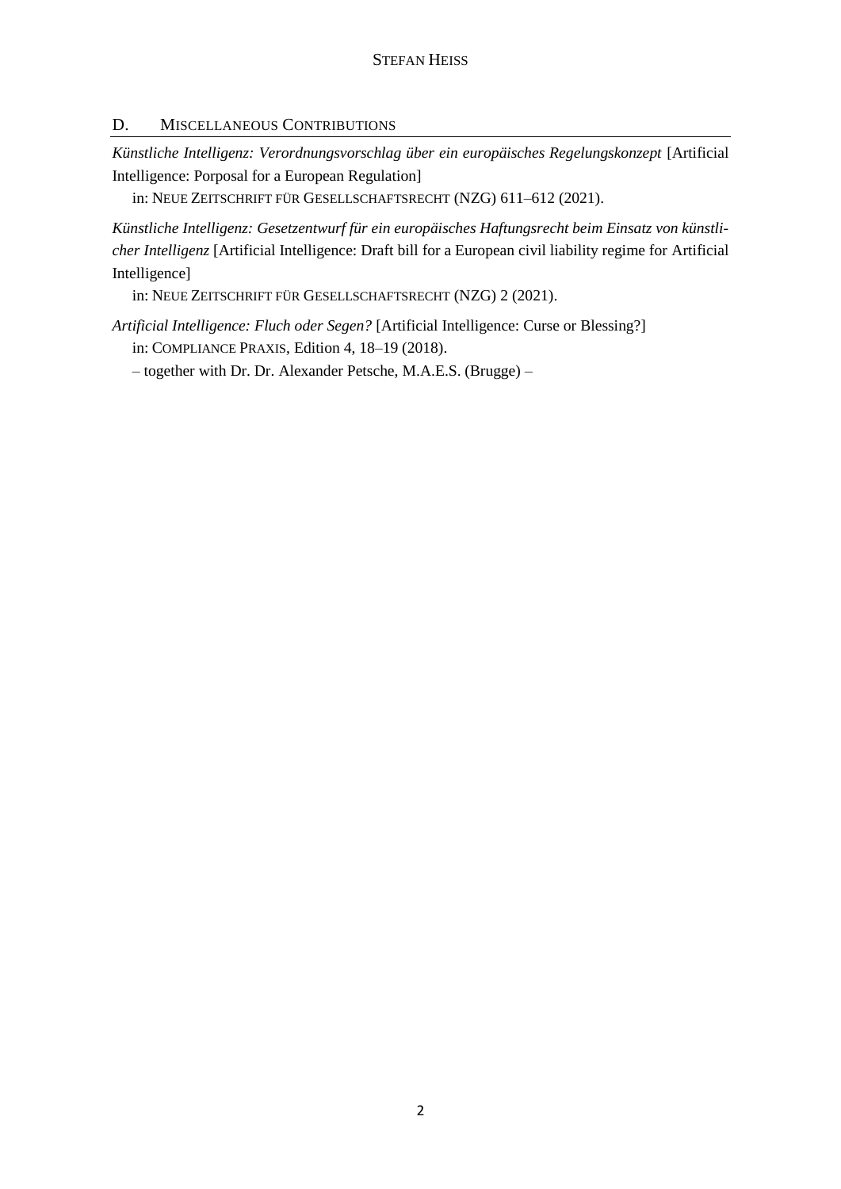## D. Miscellaneous Contributions

*Künstliche Intelligenz: Verordnungsvorschlag über ein europäisches Regelungskonzept* [Artificial Intelligence: Porposal for a European Regulation]

in: Neue Zeitschrift für Gesellschaftsrecht (NZG) 611–612 (2021).

*Künstliche Intelligenz: Gesetzentwurf für ein europäisches Haftungsrecht beim Einsatz von künstlicher Intelligenz* [Artificial Intelligence: Draft bill for a European civil liability regime for Artificial Intelligence]

in: Neue Zeitschrift für Gesellschaftsrecht (NZG) 2 (2021).

*Artificial Intelligence: Fluch oder Segen?* [Artificial Intelligence: Curse or Blessing?]

in: Compliance Praxis, Edition 4, 18–19 (2018).

– together with Dr. Dr. Alexander Petsche, M.A.E.S. (Brugge) –